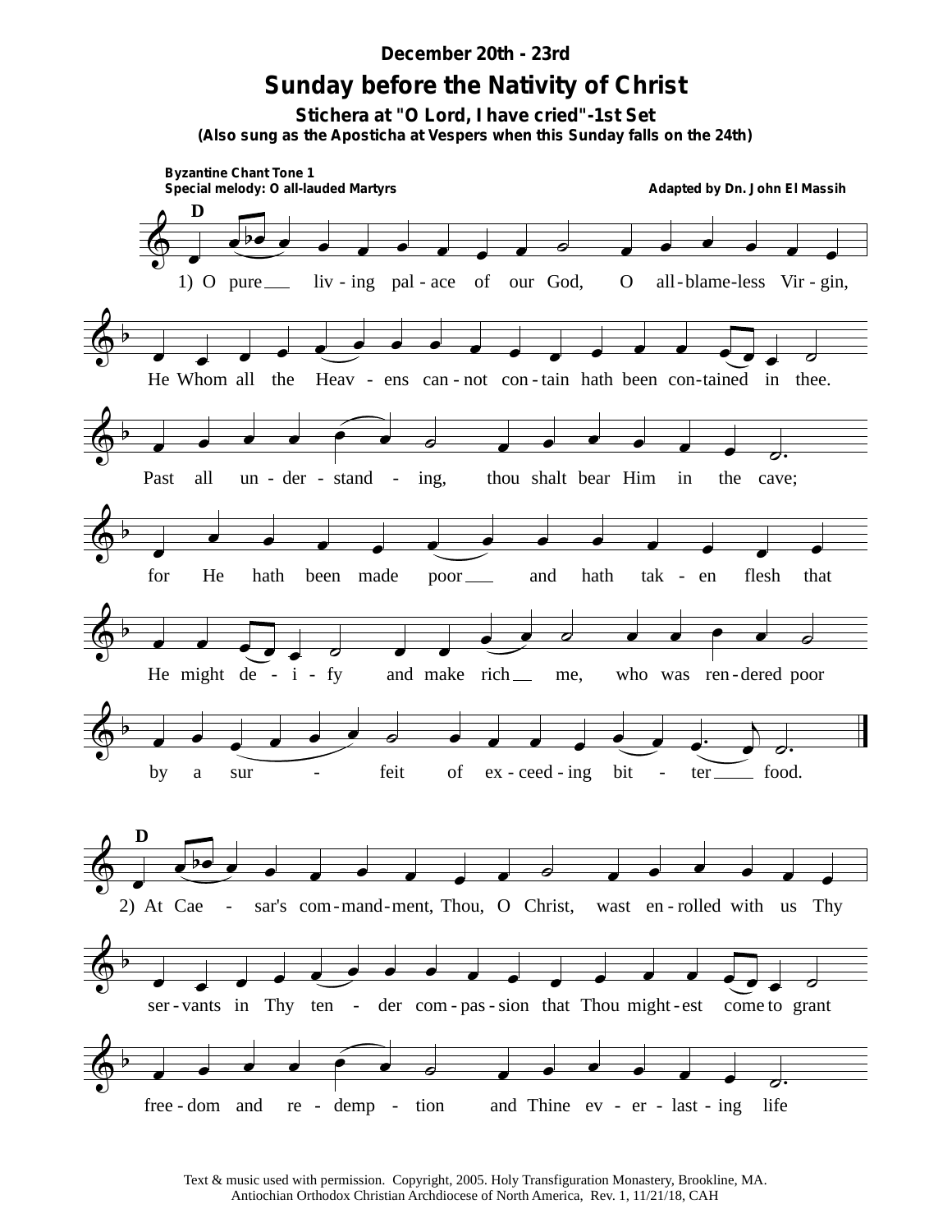**December 20th - 23rd**

# Sunday before the Nativity of Christ

### Stichera at "O Lord, I have cried"-1st Set

**(Also sung as the Aposticha at Vespers when this Sunday falls on the 24th)**

**Byzantine Chant Tone 1**
**Special melody: O all-lauded Martyrs**

**Adapted by Dn. John El Massih**

D

1) O pure___ liv - ing pal - ace of our God, O all - blame - less Vir - gin,

He Whom all the Heav - ens can - not con - tain hath been con - tained in thee.

Past all un - der - stand - ing, thou shalt bear Him in the cave;

for He hath been made poor___ and hath tak - en flesh that

He might de - i - fy and make rich__ me, who was ren - dered poor

by a sur - feit of ex - ceed - ing bit - ter____ food.

D

2) At Cae - sar's com - mand - ment, Thou, O Christ, wast en - rolled with us Thy

ser - vants in Thy ten - der com - pas - sion that Thou might - est come to grant

free - dom and re - demp - tion and Thine ev - er - last - ing life

Text & music used with permission. Copyright, 2005. Holy Transfiguration Monastery, Brookline, MA.
Antiochian Orthodox Christian Archdiocese of North America, Rev. 1, 11/21/18, CAH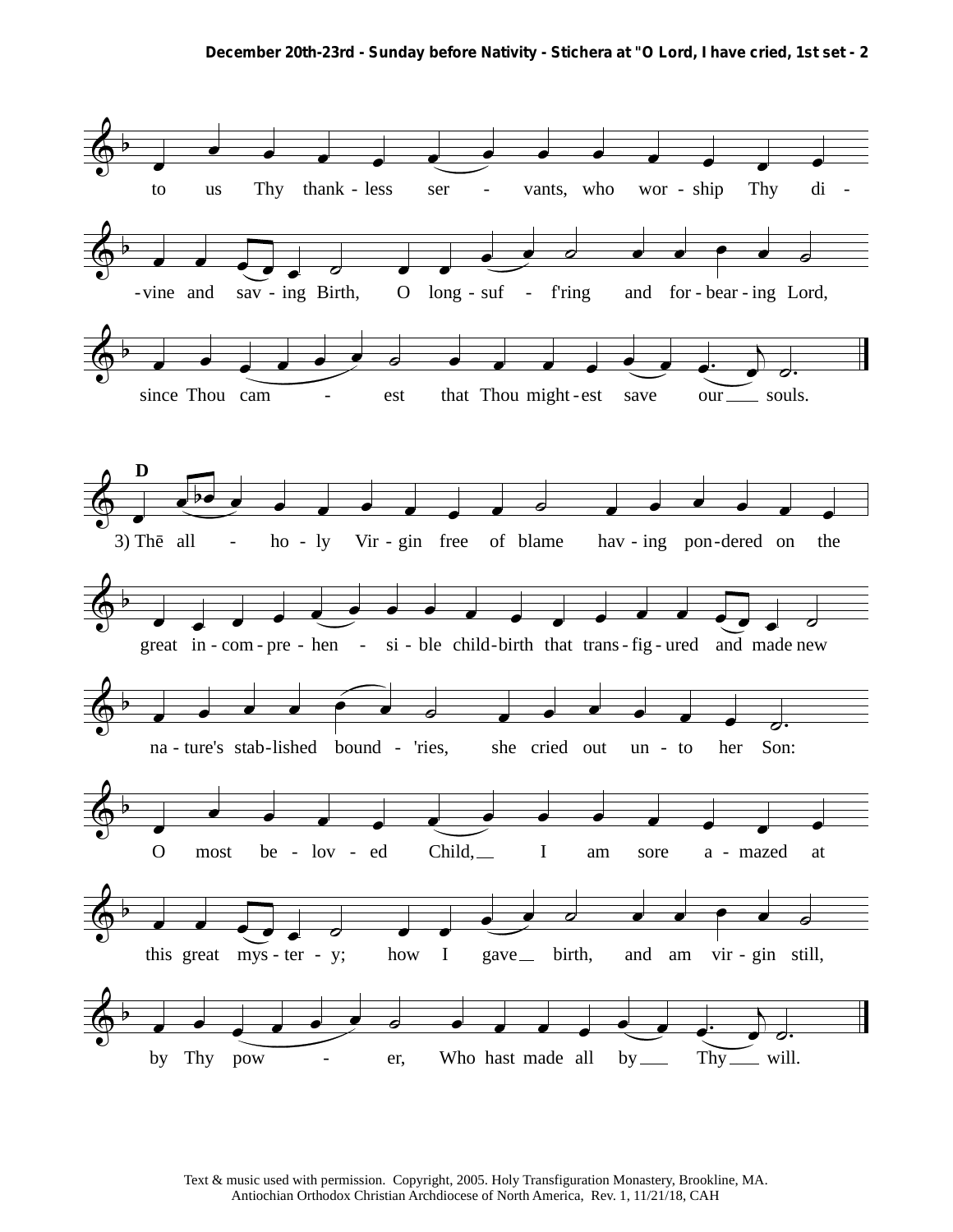to us Thy thank - less ser - vants, who wor - ship Thy di -

-vine and sav - ing Birth, O long - suf - f'ring and for - bear - ing Lord,

since Thou cam - est that Thou might - est save our souls.

**D**

3) Thē all - ho - ly Vir - gin free of blame hav - ing pon - dered on the

great in - com - pre - hen - si - ble child - birth that trans - fig - ured and made new

na - ture's stab - lished bound - 'ries, she cried out un - to her Son:

O most be - lov - ed Child, I am sore a - mazed at

this great mys - ter - y; how I gave birth, and am vir - gin still,

by Thy pow - er, Who hast made all by Thy will.

Text & music used with permission. Copyright, 2005. Holy Transfiguration Monastery, Brookline, MA.
Antiochian Orthodox Christian Archdiocese of North America, Rev. 1, 11/21/18, CAH